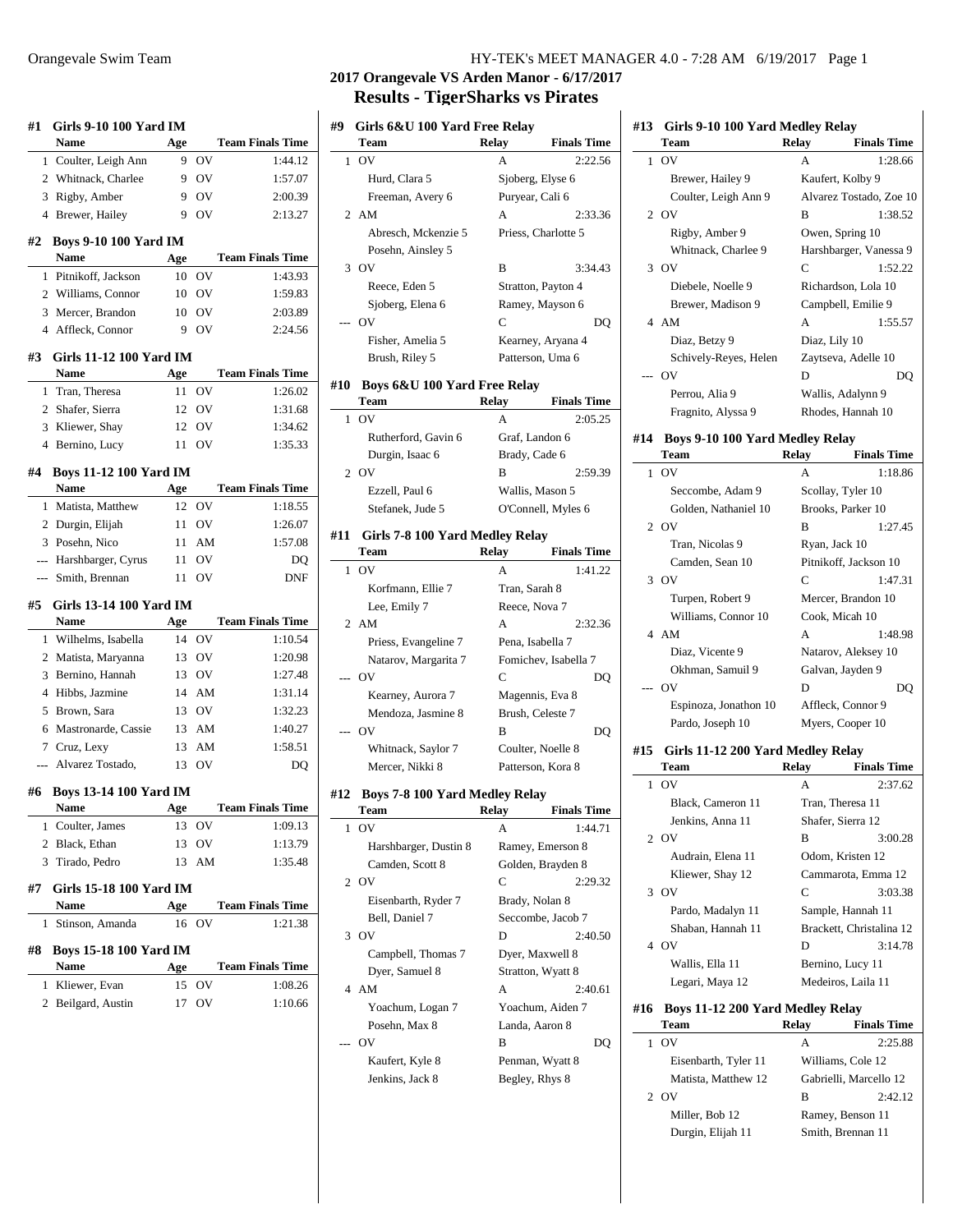## 2017 Orangevale VS Arden Manor - 6/17/2017

## Results - TigerSharks vs Pirates

### #1 Girls 9-10 100 Yard IM

| | Name | Age | | Team Finals Time |
|---|---|---|---|---|
| 1 | Coulter, Leigh Ann | 9 | OV | 1:44.12 |
| 2 | Whitnack, Charlee | 9 | OV | 1:57.07 |
| 3 | Rigby, Amber | 9 | OV | 2:00.39 |
| 4 | Brewer, Hailey | 9 | OV | 2:13.27 |

### #2 Boys 9-10 100 Yard IM

| | Name | Age | | Team Finals Time |
|---|---|---|---|---|
| 1 | Pitnikoff, Jackson | 10 | OV | 1:43.93 |
| 2 | Williams, Connor | 10 | OV | 1:59.83 |
| 3 | Mercer, Brandon | 10 | OV | 2:03.89 |
| 4 | Affleck, Connor | 9 | OV | 2:24.56 |

### #3 Girls 11-12 100 Yard IM

| | Name | Age | | Team Finals Time |
|---|---|---|---|---|
| 1 | Tran, Theresa | 11 | OV | 1:26.02 |
| 2 | Shafer, Sierra | 12 | OV | 1:31.68 |
| 3 | Kliewer, Shay | 12 | OV | 1:34.62 |
| 4 | Bernino, Lucy | 11 | OV | 1:35.33 |

### #4 Boys 11-12 100 Yard IM

| | Name | Age | | Team Finals Time |
|---|---|---|---|---|
| 1 | Matista, Matthew | 12 | OV | 1:18.55 |
| 2 | Durgin, Elijah | 11 | OV | 1:26.07 |
| 3 | Posehn, Nico | 11 | AM | 1:57.08 |
| --- | Harshbarger, Cyrus | 11 | OV | DQ |
| --- | Smith, Brennan | 11 | OV | DNF |

### #5 Girls 13-14 100 Yard IM

| | Name | Age | | Team Finals Time |
|---|---|---|---|---|
| 1 | Wilhelms, Isabella | 14 | OV | 1:10.54 |
| 2 | Matista, Maryanna | 13 | OV | 1:20.98 |
| 3 | Bernino, Hannah | 13 | OV | 1:27.48 |
| 4 | Hibbs, Jazmine | 14 | AM | 1:31.14 |
| 5 | Brown, Sara | 13 | OV | 1:32.23 |
| 6 | Mastronarde, Cassie | 13 | AM | 1:40.27 |
| 7 | Cruz, Lexy | 13 | AM | 1:58.51 |
| --- | Alvarez Tostado, | 13 | OV | DQ |

### #6 Boys 13-14 100 Yard IM

| | Name | Age | | Team Finals Time |
|---|---|---|---|---|
| 1 | Coulter, James | 13 | OV | 1:09.13 |
| 2 | Black, Ethan | 13 | OV | 1:13.79 |
| 3 | Tirado, Pedro | 13 | AM | 1:35.48 |

### #7 Girls 15-18 100 Yard IM

| | Name | Age | | Team Finals Time |
|---|---|---|---|---|
| 1 | Stinson, Amanda | 16 | OV | 1:21.38 |

### #8 Boys 15-18 100 Yard IM

| | Name | Age | | Team Finals Time |
|---|---|---|---|---|
| 1 | Kliewer, Evan | 15 | OV | 1:08.26 |
| 2 | Beilgard, Austin | 17 | OV | 1:10.66 |

### #9 Girls 6&U 100 Yard Free Relay

| | Team | Relay | Finals Time |
|---|---|---|---|
| 1 | OV | A | 2:22.56 |
| | Hurd, Clara 5 | Sjoberg, Elyse 6 | |
| | Freeman, Avery 6 | Puryear, Cali 6 | |
| 2 | AM | A | 2:33.36 |
| | Abresch, Mckenzie 5 | Priess, Charlotte 5 | |
| | Posehn, Ainsley 5 | | |
| 3 | OV | B | 3:34.43 |
| | Reece, Eden 5 | Stratton, Payton 4 | |
| | Sjoberg, Elena 6 | Ramey, Mayson 6 | |
| --- | OV | C | DQ |
| | Fisher, Amelia 5 | Kearney, Aryana 4 | |
| | Brush, Riley 5 | Patterson, Uma 6 | |

### #10 Boys 6&U 100 Yard Free Relay

| | Team | Relay | Finals Time |
|---|---|---|---|
| 1 | OV | A | 2:05.25 |
| | Rutherford, Gavin 6 | Graf, Landon 6 | |
| | Durgin, Isaac 6 | Brady, Cade 6 | |
| 2 | OV | B | 2:59.39 |
| | Ezzell, Paul 6 | Wallis, Mason 5 | |
| | Stefanek, Jude 5 | O'Connell, Myles 6 | |

### #11 Girls 7-8 100 Yard Medley Relay

| | Team | Relay | Finals Time |
|---|---|---|---|
| 1 | OV | A | 1:41.22 |
| | Korfmann, Ellie 7 | Tran, Sarah 8 | |
| | Lee, Emily 7 | Reece, Nova 7 | |
| 2 | AM | A | 2:32.36 |
| | Priess, Evangeline 7 | Pena, Isabella 7 | |
| | Natarov, Margarita 7 | Fomichev, Isabella 7 | |
| --- | OV | C | DQ |
| | Kearney, Aurora 7 | Magennis, Eva 8 | |
| | Mendoza, Jasmine 8 | Brush, Celeste 7 | |
| --- | OV | B | DQ |
| | Whitnack, Saylor 7 | Coulter, Noelle 8 | |
| | Mercer, Nikki 8 | Patterson, Kora 8 | |

### #12 Boys 7-8 100 Yard Medley Relay

| | Team | Relay | Finals Time |
|---|---|---|---|
| 1 | OV | A | 1:44.71 |
| | Harshbarger, Dustin 8 | Ramey, Emerson 8 | |
| | Camden, Scott 8 | Golden, Brayden 8 | |
| 2 | OV | C | 2:29.32 |
| | Eisenbarth, Ryder 7 | Brady, Nolan 8 | |
| | Bell, Daniel 7 | Seccombe, Jacob 7 | |
| 3 | OV | D | 2:40.50 |
| | Campbell, Thomas 7 | Dyer, Maxwell 8 | |
| | Dyer, Samuel 8 | Stratton, Wyatt 8 | |
| 4 | AM | A | 2:40.61 |
| | Yoachum, Logan 7 | Yoachum, Aiden 7 | |
| | Posehn, Max 8 | Landa, Aaron 8 | |
| --- | OV | B | DQ |
| | Kaufert, Kyle 8 | Penman, Wyatt 8 | |
| | Jenkins, Jack 8 | Begley, Rhys 8 | |

### #13 Girls 9-10 100 Yard Medley Relay

| | Team | Relay | Finals Time |
|---|---|---|---|
| 1 | OV | A | 1:28.66 |
| | Brewer, Hailey 9 | Kaufert, Kolby 9 | |
| | Coulter, Leigh Ann 9 | Alvarez Tostado, Zoe 10 | |
| 2 | OV | B | 1:38.52 |
| | Rigby, Amber 9 | Owen, Spring 10 | |
| | Whitnack, Charlee 9 | Harshbarger, Vanessa 9 | |
| 3 | OV | C | 1:52.22 |
| | Diebele, Noelle 9 | Richardson, Lola 10 | |
| | Brewer, Madison 9 | Campbell, Emilie 9 | |
| 4 | AM | A | 1:55.57 |
| | Diaz, Betzy 9 | Diaz, Lily 10 | |
| | Schively-Reyes, Helen | Zaytseva, Adelle 10 | |
| --- | OV | D | DQ |
| | Perrou, Alia 9 | Wallis, Adalynn 9 | |
| | Fragnito, Alyssa 9 | Rhodes, Hannah 10 | |

### #14 Boys 9-10 100 Yard Medley Relay

| | Team | Relay | Finals Time |
|---|---|---|---|
| 1 | OV | A | 1:18.86 |
| | Seccombe, Adam 9 | Scollay, Tyler 10 | |
| | Golden, Nathaniel 10 | Brooks, Parker 10 | |
| 2 | OV | B | 1:27.45 |
| | Tran, Nicolas 9 | Ryan, Jack 10 | |
| | Camden, Sean 10 | Pitnikoff, Jackson 10 | |
| 3 | OV | C | 1:47.31 |
| | Turpen, Robert 9 | Mercer, Brandon 10 | |
| | Williams, Connor 10 | Cook, Micah 10 | |
| 4 | AM | A | 1:48.98 |
| | Diaz, Vicente 9 | Natarov, Aleksey 10 | |
| | Okhman, Samuil 9 | Galvan, Jayden 9 | |
| --- | OV | D | DQ |
| | Espinoza, Jonathon 10 | Affleck, Connor 9 | |
| | Pardo, Joseph 10 | Myers, Cooper 10 | |

### #15 Girls 11-12 200 Yard Medley Relay

| | Team | Relay | Finals Time |
|---|---|---|---|
| 1 | OV | A | 2:37.62 |
| | Black, Cameron 11 | Tran, Theresa 11 | |
| | Jenkins, Anna 11 | Shafer, Sierra 12 | |
| 2 | OV | B | 3:00.28 |
| | Audrain, Elena 11 | Odom, Kristen 12 | |
| | Kliewer, Shay 12 | Cammarota, Emma 12 | |
| 3 | OV | C | 3:03.38 |
| | Pardo, Madalyn 11 | Sample, Hannah 11 | |
| | Shaban, Hannah 11 | Brackett, Christalina 12 | |
| 4 | OV | D | 3:14.78 |
| | Wallis, Ella 11 | Bernino, Lucy 11 | |
| | Legari, Maya 12 | Medeiros, Laila 11 | |

### #16 Boys 11-12 200 Yard Medley Relay

| | Team | Relay | Finals Time |
|---|---|---|---|
| 1 | OV | A | 2:25.88 |
| | Eisenbarth, Tyler 11 | Williams, Cole 12 | |
| | Matista, Matthew 12 | Gabrielli, Marcello 12 | |
| 2 | OV | B | 2:42.12 |
| | Miller, Bob 12 | Ramey, Benson 11 | |
| | Durgin, Elijah 11 | Smith, Brennan 11 | |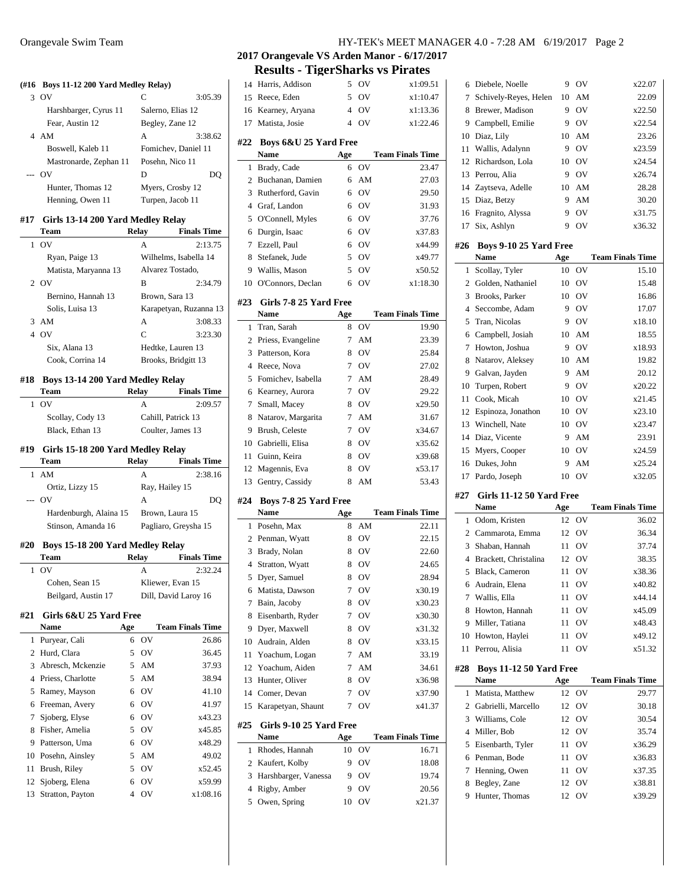## 2017 Orangevale VS Arden Manor - 6/17/2017

## Results - TigerSharks vs Pirates

### (#16 Boys 11-12 200 Yard Medley Relay)

| | Team | Relay | Finals Time |
|---|---|---|---|
| 3 | OV | C | 3:05.39 |
| | Harshbarger, Cyrus 11 | Salerno, Elias 12 | |
| | Fear, Austin 12 | Begley, Zane 12 | |
| 4 | AM | A | 3:38.62 |
| | Boswell, Kaleb 11 | Fomichev, Daniel 11 | |
| | Mastronarde, Zephan 11 | Posehn, Nico 11 | |
| --- | OV | D | DQ |
| | Hunter, Thomas 12 | Myers, Crosby 12 | |
| | Henning, Owen 11 | Turpen, Jacob 11 | |

### #17 Girls 13-14 200 Yard Medley Relay

| | Team | Relay | Finals Time |
|---|---|---|---|
| 1 | OV | A | 2:13.75 |
| | Ryan, Paige 13 | Wilhelms, Isabella 14 | |
| | Matista, Maryanna 13 | Alvarez Tostado, | |
| 2 | OV | B | 2:34.79 |
| | Bernino, Hannah 13 | Brown, Sara 13 | |
| | Solis, Luisa 13 | Karapetyan, Ruzanna 13 | |
| 3 | AM | A | 3:08.33 |
| 4 | OV | C | 3:23.30 |
| | Six, Alana 13 | Hedtke, Lauren 13 | |
| | Cook, Corrina 14 | Brooks, Bridgitt 13 | |

### #18 Boys 13-14 200 Yard Medley Relay

| | Team | Relay | Finals Time |
|---|---|---|---|
| 1 | OV | A | 2:09.57 |
| | Scollay, Cody 13 | Cahill, Patrick 13 | |
| | Black, Ethan 13 | Coulter, James 13 | |

### #19 Girls 15-18 200 Yard Medley Relay

| | Team | Relay | Finals Time |
|---|---|---|---|
| 1 | AM | A | 2:38.16 |
| | Ortiz, Lizzy 15 | Ray, Hailey 15 | |
| --- | OV | A | DQ |
| | Hardenburgh, Alaina 15 | Brown, Laura 15 | |
| | Stinson, Amanda 16 | Pagliaro, Greysha 15 | |

### #20 Boys 15-18 200 Yard Medley Relay

| | Team | Relay | Finals Time |
|---|---|---|---|
| 1 | OV | A | 2:32.24 |
| | Cohen, Sean 15 | Kliewer, Evan 15 | |
| | Beilgard, Austin 17 | Dill, David Laroy 16 | |

### #21 Girls 6&U 25 Yard Free

| | Name | Age | Team | Finals Time |
|---|---|---|---|---|
| 1 | Puryear, Cali | 6 | OV | 26.86 |
| 2 | Hurd, Clara | 5 | OV | 36.45 |
| 3 | Abresch, Mckenzie | 5 | AM | 37.93 |
| 4 | Priess, Charlotte | 5 | AM | 38.94 |
| 5 | Ramey, Mayson | 6 | OV | 41.10 |
| 6 | Freeman, Avery | 6 | OV | 41.97 |
| 7 | Sjoberg, Elyse | 6 | OV | x43.23 |
| 8 | Fisher, Amelia | 5 | OV | x45.85 |
| 9 | Patterson, Uma | 6 | OV | x48.29 |
| 10 | Posehn, Ainsley | 5 | AM | 49.02 |
| 11 | Brush, Riley | 5 | OV | x52.45 |
| 12 | Sjoberg, Elena | 6 | OV | x59.99 |
| 13 | Stratton, Payton | 4 | OV | x1:08.16 |
| 14 | Harris, Addison | 5 | OV | x1:09.51 |
| 15 | Reece, Eden | 5 | OV | x1:10.47 |
| 16 | Kearney, Aryana | 4 | OV | x1:13.36 |
| 17 | Matista, Josie | 4 | OV | x1:22.46 |

### #22 Boys 6&U 25 Yard Free

| | Name | Age | Team | Finals Time |
|---|---|---|---|---|
| 1 | Brady, Cade | 6 | OV | 23.47 |
| 2 | Buchanan, Damien | 6 | AM | 27.03 |
| 3 | Rutherford, Gavin | 6 | OV | 29.50 |
| 4 | Graf, Landon | 6 | OV | 31.93 |
| 5 | O'Connell, Myles | 6 | OV | 37.76 |
| 6 | Durgin, Isaac | 6 | OV | x37.83 |
| 7 | Ezzell, Paul | 6 | OV | x44.99 |
| 8 | Stefanek, Jude | 5 | OV | x49.77 |
| 9 | Wallis, Mason | 5 | OV | x50.52 |
| 10 | O'Connors, Declan | 6 | OV | x1:18.30 |

### #23 Girls 7-8 25 Yard Free

| | Name | Age | Team | Finals Time |
|---|---|---|---|---|
| 1 | Tran, Sarah | 8 | OV | 19.90 |
| 2 | Priess, Evangeline | 7 | AM | 23.39 |
| 3 | Patterson, Kora | 8 | OV | 25.84 |
| 4 | Reece, Nova | 7 | OV | 27.02 |
| 5 | Fomichev, Isabella | 7 | AM | 28.49 |
| 6 | Kearney, Aurora | 7 | OV | 29.22 |
| 7 | Small, Macey | 8 | OV | x29.50 |
| 8 | Natarov, Margarita | 7 | AM | 31.67 |
| 9 | Brush, Celeste | 7 | OV | x34.67 |
| 10 | Gabrielli, Elisa | 8 | OV | x35.62 |
| 11 | Guinn, Keira | 8 | OV | x39.68 |
| 12 | Magennis, Eva | 8 | OV | x53.17 |
| 13 | Gentry, Cassidy | 8 | AM | 53.43 |

### #24 Boys 7-8 25 Yard Free

| | Name | Age | Team | Finals Time |
|---|---|---|---|---|
| 1 | Posehn, Max | 8 | AM | 22.11 |
| 2 | Penman, Wyatt | 8 | OV | 22.15 |
| 3 | Brady, Nolan | 8 | OV | 22.60 |
| 4 | Stratton, Wyatt | 8 | OV | 24.65 |
| 5 | Dyer, Samuel | 8 | OV | 28.94 |
| 6 | Matista, Dawson | 7 | OV | x30.19 |
| 7 | Bain, Jacoby | 8 | OV | x30.23 |
| 8 | Eisenbarth, Ryder | 7 | OV | x30.30 |
| 9 | Dyer, Maxwell | 8 | OV | x31.32 |
| 10 | Audrain, Alden | 8 | OV | x33.15 |
| 11 | Yoachum, Logan | 7 | AM | 33.19 |
| 12 | Yoachum, Aiden | 7 | AM | 34.61 |
| 13 | Hunter, Oliver | 8 | OV | x36.98 |
| 14 | Comer, Devan | 7 | OV | x37.90 |
| 15 | Karapetyan, Shaunt | 7 | OV | x41.37 |

### #25 Girls 9-10 25 Yard Free

| | Name | Age | Team | Finals Time |
|---|---|---|---|---|
| 1 | Rhodes, Hannah | 10 | OV | 16.71 |
| 2 | Kaufert, Kolby | 9 | OV | 18.08 |
| 3 | Harshbarger, Vanessa | 9 | OV | 19.74 |
| 4 | Rigby, Amber | 9 | OV | 20.56 |
| 5 | Owen, Spring | 10 | OV | x21.37 |
| 6 | Diebele, Noelle | 9 | OV | x22.07 |
| 7 | Schively-Reyes, Helen | 10 | AM | 22.09 |
| 8 | Brewer, Madison | 9 | OV | x22.50 |
| 9 | Campbell, Emilie | 9 | OV | x22.54 |
| 10 | Diaz, Lily | 10 | AM | 23.26 |
| 11 | Wallis, Adalynn | 9 | OV | x23.59 |
| 12 | Richardson, Lola | 10 | OV | x24.54 |
| 13 | Perrou, Alia | 9 | OV | x26.74 |
| 14 | Zaytseva, Adelle | 10 | AM | 28.28 |
| 15 | Diaz, Betzy | 9 | AM | 30.20 |
| 16 | Fragnito, Alyssa | 9 | OV | x31.75 |
| 17 | Six, Ashlyn | 9 | OV | x36.32 |

### #26 Boys 9-10 25 Yard Free

| | Name | Age | Team | Finals Time |
|---|---|---|---|---|
| 1 | Scollay, Tyler | 10 | OV | 15.10 |
| 2 | Golden, Nathaniel | 10 | OV | 15.48 |
| 3 | Brooks, Parker | 10 | OV | 16.86 |
| 4 | Seccombe, Adam | 9 | OV | 17.07 |
| 5 | Tran, Nicolas | 9 | OV | x18.10 |
| 6 | Campbell, Josiah | 10 | AM | 18.55 |
| 7 | Howton, Joshua | 9 | OV | x18.93 |
| 8 | Natarov, Aleksey | 10 | AM | 19.82 |
| 9 | Galvan, Jayden | 9 | AM | 20.12 |
| 10 | Turpen, Robert | 9 | OV | x20.22 |
| 11 | Cook, Micah | 10 | OV | x21.45 |
| 12 | Espinoza, Jonathon | 10 | OV | x23.10 |
| 13 | Winchell, Nate | 10 | OV | x23.47 |
| 14 | Diaz, Vicente | 9 | AM | 23.91 |
| 15 | Myers, Cooper | 10 | OV | x24.59 |
| 16 | Dukes, John | 9 | AM | x25.24 |
| 17 | Pardo, Joseph | 10 | OV | x32.05 |

### #27 Girls 11-12 50 Yard Free

| | Name | Age | Team | Finals Time |
|---|---|---|---|---|
| 1 | Odom, Kristen | 12 | OV | 36.02 |
| 2 | Cammarota, Emma | 12 | OV | 36.34 |
| 3 | Shaban, Hannah | 11 | OV | 37.74 |
| 4 | Brackett, Christalina | 12 | OV | 38.35 |
| 5 | Black, Cameron | 11 | OV | x38.36 |
| 6 | Audrain, Elena | 11 | OV | x40.82 |
| 7 | Wallis, Ella | 11 | OV | x44.14 |
| 8 | Howton, Hannah | 11 | OV | x45.09 |
| 9 | Miller, Tatiana | 11 | OV | x48.43 |
| 10 | Howton, Haylei | 11 | OV | x49.12 |
| 11 | Perrou, Alisia | 11 | OV | x51.32 |

### #28 Boys 11-12 50 Yard Free

| | Name | Age | Team | Finals Time |
|---|---|---|---|---|
| 1 | Matista, Matthew | 12 | OV | 29.77 |
| 2 | Gabrielli, Marcello | 12 | OV | 30.18 |
| 3 | Williams, Cole | 12 | OV | 30.54 |
| 4 | Miller, Bob | 12 | OV | 35.74 |
| 5 | Eisenbarth, Tyler | 11 | OV | x36.29 |
| 6 | Penman, Bode | 11 | OV | x36.83 |
| 7 | Henning, Owen | 11 | OV | x37.35 |
| 8 | Begley, Zane | 12 | OV | x38.81 |
| 9 | Hunter, Thomas | 12 | OV | x39.29 |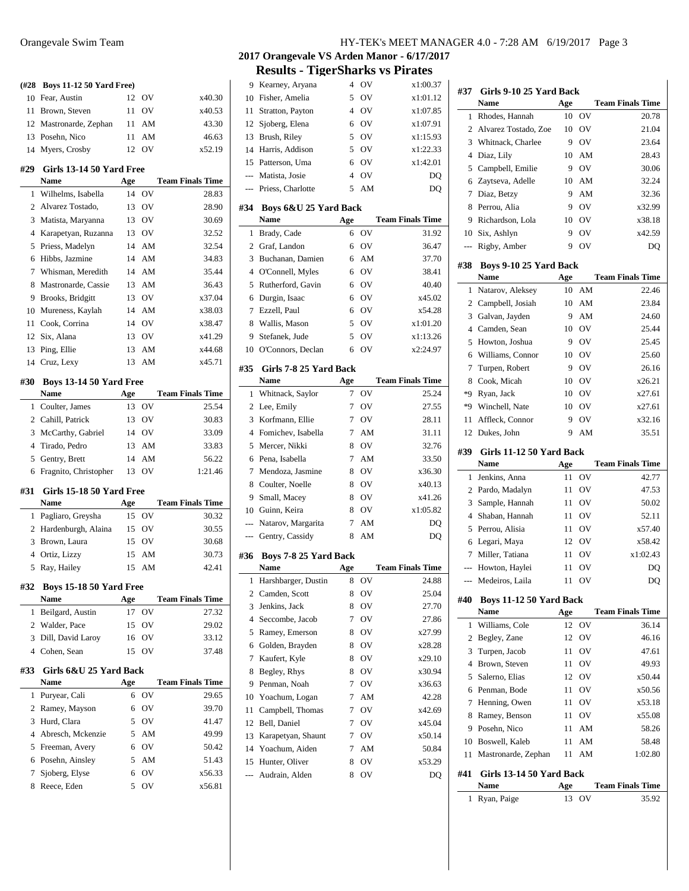## 2017 Orangevale VS Arden Manor - 6/17/2017

## Results - TigerSharks vs Pirates

### (#28 Boys 11-12 50 Yard Free)

| | Name | Age | | Team Finals Time |
|---|---|---|---|---|
| 10 | Fear, Austin | 12 | OV | x40.30 |
| 11 | Brown, Steven | 11 | OV | x40.53 |
| 12 | Mastronarde, Zephan | 11 | AM | 43.30 |
| 13 | Posehn, Nico | 11 | AM | 46.63 |
| 14 | Myers, Crosby | 12 | OV | x52.19 |

### #29 Girls 13-14 50 Yard Free

| | Name | Age | | Team Finals Time |
|---|---|---|---|---|
| 1 | Wilhelms, Isabella | 14 | OV | 28.83 |
| 2 | Alvarez Tostado, | 13 | OV | 28.90 |
| 3 | Matista, Maryanna | 13 | OV | 30.69 |
| 4 | Karapetyan, Ruzanna | 13 | OV | 32.52 |
| 5 | Priess, Madelyn | 14 | AM | 32.54 |
| 6 | Hibbs, Jazmine | 14 | AM | 34.83 |
| 7 | Whisman, Meredith | 14 | AM | 35.44 |
| 8 | Mastronarde, Cassie | 13 | AM | 36.43 |
| 9 | Brooks, Bridgitt | 13 | OV | x37.04 |
| 10 | Mureness, Kaylah | 14 | AM | x38.03 |
| 11 | Cook, Corrina | 14 | OV | x38.47 |
| 12 | Six, Alana | 13 | OV | x41.29 |
| 13 | Ping, Ellie | 13 | AM | x44.68 |
| 14 | Cruz, Lexy | 13 | AM | x45.71 |

### #30 Boys 13-14 50 Yard Free

| | Name | Age | | Team Finals Time |
|---|---|---|---|---|
| 1 | Coulter, James | 13 | OV | 25.54 |
| 2 | Cahill, Patrick | 13 | OV | 30.83 |
| 3 | McCarthy, Gabriel | 14 | OV | 33.09 |
| 4 | Tirado, Pedro | 13 | AM | 33.83 |
| 5 | Gentry, Brett | 14 | AM | 56.22 |
| 6 | Fragnito, Christopher | 13 | OV | 1:21.46 |

### #31 Girls 15-18 50 Yard Free

| | Name | Age | | Team Finals Time |
|---|---|---|---|---|
| 1 | Pagliaro, Greysha | 15 | OV | 30.32 |
| 2 | Hardenburgh, Alaina | 15 | OV | 30.55 |
| 3 | Brown, Laura | 15 | OV | 30.68 |
| 4 | Ortiz, Lizzy | 15 | AM | 30.73 |
| 5 | Ray, Hailey | 15 | AM | 42.41 |

### #32 Boys 15-18 50 Yard Free

| | Name | Age | | Team Finals Time |
|---|---|---|---|---|
| 1 | Beilgard, Austin | 17 | OV | 27.32 |
| 2 | Walder, Pace | 15 | OV | 29.02 |
| 3 | Dill, David Laroy | 16 | OV | 33.12 |
| 4 | Cohen, Sean | 15 | OV | 37.48 |

### #33 Girls 6&U 25 Yard Back

| | Name | Age | | Team Finals Time |
|---|---|---|---|---|
| 1 | Puryear, Cali | 6 | OV | 29.65 |
| 2 | Ramey, Mayson | 6 | OV | 39.70 |
| 3 | Hurd, Clara | 5 | OV | 41.47 |
| 4 | Abresch, Mckenzie | 5 | AM | 49.99 |
| 5 | Freeman, Avery | 6 | OV | 50.42 |
| 6 | Posehn, Ainsley | 5 | AM | 51.43 |
| 7 | Sjoberg, Elyse | 6 | OV | x56.33 |
| 8 | Reece, Eden | 5 | OV | x56.81 |
| 9 | Kearney, Aryana | 4 | OV | x1:00.37 |
| 10 | Fisher, Amelia | 5 | OV | x1:01.12 |
| 11 | Stratton, Payton | 4 | OV | x1:07.85 |
| 12 | Sjoberg, Elena | 6 | OV | x1:07.91 |
| 13 | Brush, Riley | 5 | OV | x1:15.93 |
| 14 | Harris, Addison | 5 | OV | x1:22.33 |
| 15 | Patterson, Uma | 6 | OV | x1:42.01 |
| --- | Matista, Josie | 4 | OV | DQ |
| --- | Priess, Charlotte | 5 | AM | DQ |

### #34 Boys 6&U 25 Yard Back

| | Name | Age | | Team Finals Time |
|---|---|---|---|---|
| 1 | Brady, Cade | 6 | OV | 31.92 |
| 2 | Graf, Landon | 6 | OV | 36.47 |
| 3 | Buchanan, Damien | 6 | AM | 37.70 |
| 4 | O'Connell, Myles | 6 | OV | 38.41 |
| 5 | Rutherford, Gavin | 6 | OV | 40.40 |
| 6 | Durgin, Isaac | 6 | OV | x45.02 |
| 7 | Ezzell, Paul | 6 | OV | x54.28 |
| 8 | Wallis, Mason | 5 | OV | x1:01.20 |
| 9 | Stefanek, Jude | 5 | OV | x1:13.26 |
| 10 | O'Connors, Declan | 6 | OV | x2:24.97 |

### #35 Girls 7-8 25 Yard Back

| | Name | Age | | Team Finals Time |
|---|---|---|---|---|
| 1 | Whitnack, Saylor | 7 | OV | 25.24 |
| 2 | Lee, Emily | 7 | OV | 27.55 |
| 3 | Korfmann, Ellie | 7 | OV | 28.11 |
| 4 | Fomichev, Isabella | 7 | AM | 31.11 |
| 5 | Mercer, Nikki | 8 | OV | 32.76 |
| 6 | Pena, Isabella | 7 | AM | 33.50 |
| 7 | Mendoza, Jasmine | 8 | OV | x36.30 |
| 8 | Coulter, Noelle | 8 | OV | x40.13 |
| 9 | Small, Macey | 8 | OV | x41.26 |
| 10 | Guinn, Keira | 8 | OV | x1:05.82 |
| --- | Natarov, Margarita | 7 | AM | DQ |
| --- | Gentry, Cassidy | 8 | AM | DQ |

### #36 Boys 7-8 25 Yard Back

| | Name | Age | | Team Finals Time |
|---|---|---|---|---|
| 1 | Harshbarger, Dustin | 8 | OV | 24.88 |
| 2 | Camden, Scott | 8 | OV | 25.04 |
| 3 | Jenkins, Jack | 8 | OV | 27.70 |
| 4 | Seccombe, Jacob | 7 | OV | 27.86 |
| 5 | Ramey, Emerson | 8 | OV | x27.99 |
| 6 | Golden, Brayden | 8 | OV | x28.28 |
| 7 | Kaufert, Kyle | 8 | OV | x29.10 |
| 8 | Begley, Rhys | 8 | OV | x30.94 |
| 9 | Penman, Noah | 7 | OV | x36.63 |
| 10 | Yoachum, Logan | 7 | AM | 42.28 |
| 11 | Campbell, Thomas | 7 | OV | x42.69 |
| 12 | Bell, Daniel | 7 | OV | x45.04 |
| 13 | Karapetyan, Shaunt | 7 | OV | x50.14 |
| 14 | Yoachum, Aiden | 7 | AM | 50.84 |
| 15 | Hunter, Oliver | 8 | OV | x53.29 |
| --- | Audrain, Alden | 8 | OV | DQ |

### #37 Girls 9-10 25 Yard Back

| | Name | Age | | Team Finals Time |
|---|---|---|---|---|
| 1 | Rhodes, Hannah | 10 | OV | 20.78 |
| 2 | Alvarez Tostado, Zoe | 10 | OV | 21.04 |
| 3 | Whitnack, Charlee | 9 | OV | 23.64 |
| 4 | Diaz, Lily | 10 | AM | 28.43 |
| 5 | Campbell, Emilie | 9 | OV | 30.06 |
| 6 | Zaytseva, Adelle | 10 | AM | 32.24 |
| 7 | Diaz, Betzy | 9 | AM | 32.36 |
| 8 | Perrou, Alia | 9 | OV | x32.99 |
| 9 | Richardson, Lola | 10 | OV | x38.18 |
| 10 | Six, Ashlyn | 9 | OV | x42.59 |
| --- | Rigby, Amber | 9 | OV | DQ |

### #38 Boys 9-10 25 Yard Back

| | Name | Age | | Team Finals Time |
|---|---|---|---|---|
| 1 | Natarov, Aleksey | 10 | AM | 22.46 |
| 2 | Campbell, Josiah | 10 | AM | 23.84 |
| 3 | Galvan, Jayden | 9 | AM | 24.60 |
| 4 | Camden, Sean | 10 | OV | 25.44 |
| 5 | Howton, Joshua | 9 | OV | 25.45 |
| 6 | Williams, Connor | 10 | OV | 25.60 |
| 7 | Turpen, Robert | 9 | OV | 26.16 |
| 8 | Cook, Micah | 10 | OV | x26.21 |
| *9 | Ryan, Jack | 10 | OV | x27.61 |
| *9 | Winchell, Nate | 10 | OV | x27.61 |
| 11 | Affleck, Connor | 9 | OV | x32.16 |
| 12 | Dukes, John | 9 | AM | 35.51 |

### #39 Girls 11-12 50 Yard Back

| | Name | Age | | Team Finals Time |
|---|---|---|---|---|
| 1 | Jenkins, Anna | 11 | OV | 42.77 |
| 2 | Pardo, Madalyn | 11 | OV | 47.53 |
| 3 | Sample, Hannah | 11 | OV | 50.02 |
| 4 | Shaban, Hannah | 11 | OV | 52.11 |
| 5 | Perrou, Alisia | 11 | OV | x57.40 |
| 6 | Legari, Maya | 12 | OV | x58.42 |
| 7 | Miller, Tatiana | 11 | OV | x1:02.43 |
| --- | Howton, Haylei | 11 | OV | DQ |
| --- | Medeiros, Laila | 11 | OV | DQ |

### #40 Boys 11-12 50 Yard Back

| | Name | Age | | Team Finals Time |
|---|---|---|---|---|
| 1 | Williams, Cole | 12 | OV | 36.14 |
| 2 | Begley, Zane | 12 | OV | 46.16 |
| 3 | Turpen, Jacob | 11 | OV | 47.61 |
| 4 | Brown, Steven | 11 | OV | 49.93 |
| 5 | Salerno, Elias | 12 | OV | x50.44 |
| 6 | Penman, Bode | 11 | OV | x50.56 |
| 7 | Henning, Owen | 11 | OV | x53.18 |
| 8 | Ramey, Benson | 11 | OV | x55.08 |
| 9 | Posehn, Nico | 11 | AM | 58.26 |
| 10 | Boswell, Kaleb | 11 | AM | 58.48 |
| 11 | Mastronarde, Zephan | 11 | AM | 1:02.80 |

### #41 Girls 13-14 50 Yard Back

| | Name | Age | | Team Finals Time |
|---|---|---|---|---|
| 1 | Ryan, Paige | 13 | OV | 35.92 |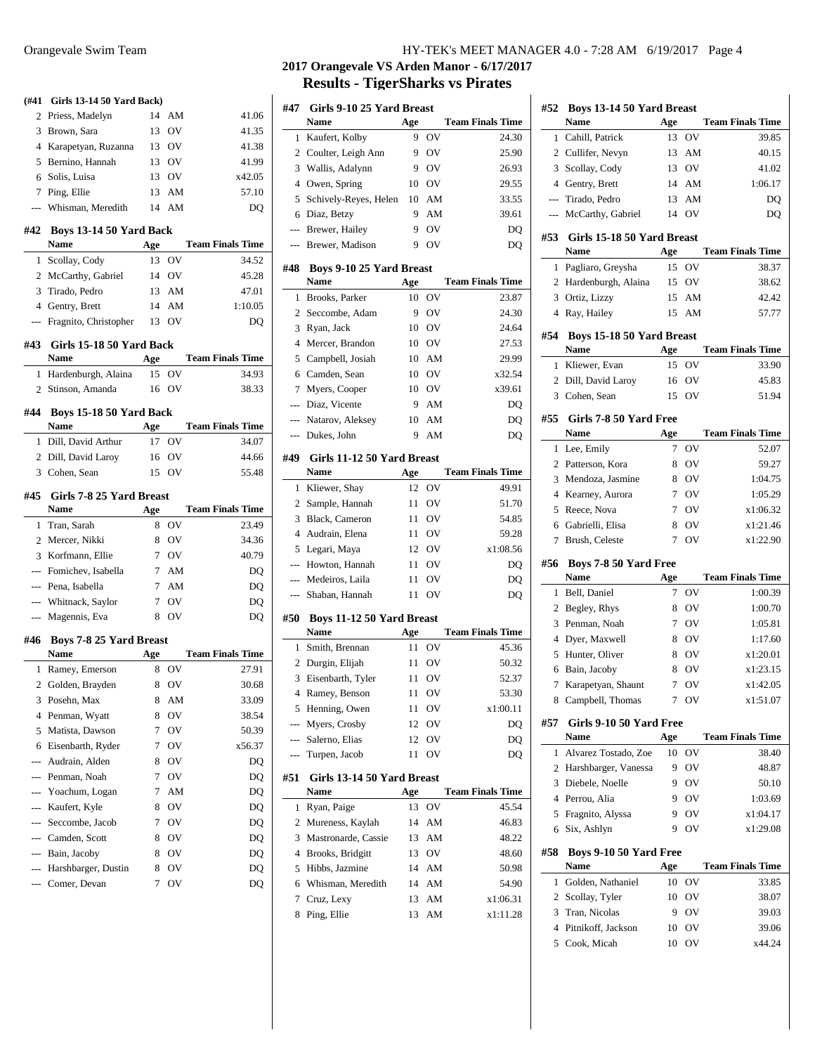## 2017 Orangevale VS Arden Manor - 6/17/2017

## Results - TigerSharks vs Pirates

### (#41 Girls 13-14 50 Yard Back)

| | Name | Age | Team | Finals Time |
|---|---|---|---|---|
| 2 | Priess, Madelyn | 14 | AM | 41.06 |
| 3 | Brown, Sara | 13 | OV | 41.35 |
| 4 | Karapetyan, Ruzanna | 13 | OV | 41.38 |
| 5 | Bernino, Hannah | 13 | OV | 41.99 |
| 6 | Solis, Luisa | 13 | OV | x42.05 |
| 7 | Ping, Ellie | 13 | AM | 57.10 |
| --- | Whisman, Meredith | 14 | AM | DQ |

### #42 Boys 13-14 50 Yard Back

| | Name | Age | Team | Finals Time |
|---|---|---|---|---|
| 1 | Scollay, Cody | 13 | OV | 34.52 |
| 2 | McCarthy, Gabriel | 14 | OV | 45.28 |
| 3 | Tirado, Pedro | 13 | AM | 47.01 |
| 4 | Gentry, Brett | 14 | AM | 1:10.05 |
| --- | Fragnito, Christopher | 13 | OV | DQ |

### #43 Girls 15-18 50 Yard Back

| | Name | Age | Team | Finals Time |
|---|---|---|---|---|
| 1 | Hardenburgh, Alaina | 15 | OV | 34.93 |
| 2 | Stinson, Amanda | 16 | OV | 38.33 |

### #44 Boys 15-18 50 Yard Back

| | Name | Age | Team | Finals Time |
|---|---|---|---|---|
| 1 | Dill, David Arthur | 17 | OV | 34.07 |
| 2 | Dill, David Laroy | 16 | OV | 44.66 |
| 3 | Cohen, Sean | 15 | OV | 55.48 |

### #45 Girls 7-8 25 Yard Breast

| | Name | Age | Team | Finals Time |
|---|---|---|---|---|
| 1 | Tran, Sarah | 8 | OV | 23.49 |
| 2 | Mercer, Nikki | 8 | OV | 34.36 |
| 3 | Korfmann, Ellie | 7 | OV | 40.79 |
| --- | Fomichev, Isabella | 7 | AM | DQ |
| --- | Pena, Isabella | 7 | AM | DQ |
| --- | Whitnack, Saylor | 7 | OV | DQ |
| --- | Magennis, Eva | 8 | OV | DQ |

### #46 Boys 7-8 25 Yard Breast

| | Name | Age | Team | Finals Time |
|---|---|---|---|---|
| 1 | Ramey, Emerson | 8 | OV | 27.91 |
| 2 | Golden, Brayden | 8 | OV | 30.68 |
| 3 | Posehn, Max | 8 | AM | 33.09 |
| 4 | Penman, Wyatt | 8 | OV | 38.54 |
| 5 | Matista, Dawson | 7 | OV | 50.39 |
| 6 | Eisenbarth, Ryder | 7 | OV | x56.37 |
| --- | Audrain, Alden | 8 | OV | DQ |
| --- | Penman, Noah | 7 | OV | DQ |
| --- | Yoachum, Logan | 7 | AM | DQ |
| --- | Kaufert, Kyle | 8 | OV | DQ |
| --- | Seccombe, Jacob | 7 | OV | DQ |
| --- | Camden, Scott | 8 | OV | DQ |
| --- | Bain, Jacoby | 8 | OV | DQ |
| --- | Harshbarger, Dustin | 8 | OV | DQ |
| --- | Comer, Devan | 7 | OV | DQ |

### #47 Girls 9-10 25 Yard Breast

| | Name | Age | Team | Finals Time |
|---|---|---|---|---|
| 1 | Kaufert, Kolby | 9 | OV | 24.30 |
| 2 | Coulter, Leigh Ann | 9 | OV | 25.90 |
| 3 | Wallis, Adalynn | 9 | OV | 26.93 |
| 4 | Owen, Spring | 10 | OV | 29.55 |
| 5 | Schively-Reyes, Helen | 10 | AM | 33.55 |
| 6 | Diaz, Betzy | 9 | AM | 39.61 |
| --- | Brewer, Hailey | 9 | OV | DQ |
| --- | Brewer, Madison | 9 | OV | DQ |

### #48 Boys 9-10 25 Yard Breast

| | Name | Age | Team | Finals Time |
|---|---|---|---|---|
| 1 | Brooks, Parker | 10 | OV | 23.87 |
| 2 | Seccombe, Adam | 9 | OV | 24.30 |
| 3 | Ryan, Jack | 10 | OV | 24.64 |
| 4 | Mercer, Brandon | 10 | OV | 27.53 |
| 5 | Campbell, Josiah | 10 | AM | 29.99 |
| 6 | Camden, Sean | 10 | OV | x32.54 |
| 7 | Myers, Cooper | 10 | OV | x39.61 |
| --- | Diaz, Vicente | 9 | AM | DQ |
| --- | Natarov, Aleksey | 10 | AM | DQ |
| --- | Dukes, John | 9 | AM | DQ |

### #49 Girls 11-12 50 Yard Breast

| | Name | Age | Team | Finals Time |
|---|---|---|---|---|
| 1 | Kliewer, Shay | 12 | OV | 49.91 |
| 2 | Sample, Hannah | 11 | OV | 51.70 |
| 3 | Black, Cameron | 11 | OV | 54.85 |
| 4 | Audrain, Elena | 11 | OV | 59.28 |
| 5 | Legari, Maya | 12 | OV | x1:08.56 |
| --- | Howton, Hannah | 11 | OV | DQ |
| --- | Medeiros, Laila | 11 | OV | DQ |
| --- | Shaban, Hannah | 11 | OV | DQ |

### #50 Boys 11-12 50 Yard Breast

| | Name | Age | Team | Finals Time |
|---|---|---|---|---|
| 1 | Smith, Brennan | 11 | OV | 45.36 |
| 2 | Durgin, Elijah | 11 | OV | 50.32 |
| 3 | Eisenbarth, Tyler | 11 | OV | 52.37 |
| 4 | Ramey, Benson | 11 | OV | 53.30 |
| 5 | Henning, Owen | 11 | OV | x1:00.11 |
| --- | Myers, Crosby | 12 | OV | DQ |
| --- | Salerno, Elias | 12 | OV | DQ |
| --- | Turpen, Jacob | 11 | OV | DQ |

### #51 Girls 13-14 50 Yard Breast

| | Name | Age | Team | Finals Time |
|---|---|---|---|---|
| 1 | Ryan, Paige | 13 | OV | 45.54 |
| 2 | Mureness, Kaylah | 14 | AM | 46.83 |
| 3 | Mastronarde, Cassie | 13 | AM | 48.22 |
| 4 | Brooks, Bridgitt | 13 | OV | 48.60 |
| 5 | Hibbs, Jazmine | 14 | AM | 50.98 |
| 6 | Whisman, Meredith | 14 | AM | 54.90 |
| 7 | Cruz, Lexy | 13 | AM | x1:06.31 |
| 8 | Ping, Ellie | 13 | AM | x1:11.28 |

### #52 Boys 13-14 50 Yard Breast

| | Name | Age | Team | Finals Time |
|---|---|---|---|---|
| 1 | Cahill, Patrick | 13 | OV | 39.85 |
| 2 | Cullifer, Nevyn | 13 | AM | 40.15 |
| 3 | Scollay, Cody | 13 | OV | 41.02 |
| 4 | Gentry, Brett | 14 | AM | 1:06.17 |
| --- | Tirado, Pedro | 13 | AM | DQ |
| --- | McCarthy, Gabriel | 14 | OV | DQ |

### #53 Girls 15-18 50 Yard Breast

| | Name | Age | Team | Finals Time |
|---|---|---|---|---|
| 1 | Pagliaro, Greysha | 15 | OV | 38.37 |
| 2 | Hardenburgh, Alaina | 15 | OV | 38.62 |
| 3 | Ortiz, Lizzy | 15 | AM | 42.42 |
| 4 | Ray, Hailey | 15 | AM | 57.77 |

### #54 Boys 15-18 50 Yard Breast

| | Name | Age | Team | Finals Time |
|---|---|---|---|---|
| 1 | Kliewer, Evan | 15 | OV | 33.90 |
| 2 | Dill, David Laroy | 16 | OV | 45.83 |
| 3 | Cohen, Sean | 15 | OV | 51.94 |

### #55 Girls 7-8 50 Yard Free

| | Name | Age | Team | Finals Time |
|---|---|---|---|---|
| 1 | Lee, Emily | 7 | OV | 52.07 |
| 2 | Patterson, Kora | 8 | OV | 59.27 |
| 3 | Mendoza, Jasmine | 8 | OV | 1:04.75 |
| 4 | Kearney, Aurora | 7 | OV | 1:05.29 |
| 5 | Reece, Nova | 7 | OV | x1:06.32 |
| 6 | Gabrielli, Elisa | 8 | OV | x1:21.46 |
| 7 | Brush, Celeste | 7 | OV | x1:22.90 |

### #56 Boys 7-8 50 Yard Free

| | Name | Age | Team | Finals Time |
|---|---|---|---|---|
| 1 | Bell, Daniel | 7 | OV | 1:00.39 |
| 2 | Begley, Rhys | 8 | OV | 1:00.70 |
| 3 | Penman, Noah | 7 | OV | 1:05.81 |
| 4 | Dyer, Maxwell | 8 | OV | 1:17.60 |
| 5 | Hunter, Oliver | 8 | OV | x1:20.01 |
| 6 | Bain, Jacoby | 8 | OV | x1:23.15 |
| 7 | Karapetyan, Shaunt | 7 | OV | x1:42.05 |
| 8 | Campbell, Thomas | 7 | OV | x1:51.07 |

### #57 Girls 9-10 50 Yard Free

| | Name | Age | Team | Finals Time |
|---|---|---|---|---|
| 1 | Alvarez Tostado, Zoe | 10 | OV | 38.40 |
| 2 | Harshbarger, Vanessa | 9 | OV | 48.87 |
| 3 | Diebele, Noelle | 9 | OV | 50.10 |
| 4 | Perrou, Alia | 9 | OV | 1:03.69 |
| 5 | Fragnito, Alyssa | 9 | OV | x1:04.17 |
| 6 | Six, Ashlyn | 9 | OV | x1:29.08 |

### #58 Boys 9-10 50 Yard Free

| | Name | Age | Team | Finals Time |
|---|---|---|---|---|
| 1 | Golden, Nathaniel | 10 | OV | 33.85 |
| 2 | Scollay, Tyler | 10 | OV | 38.07 |
| 3 | Tran, Nicolas | 9 | OV | 39.03 |
| 4 | Pitnikoff, Jackson | 10 | OV | 39.06 |
| 5 | Cook, Micah | 10 | OV | x44.24 |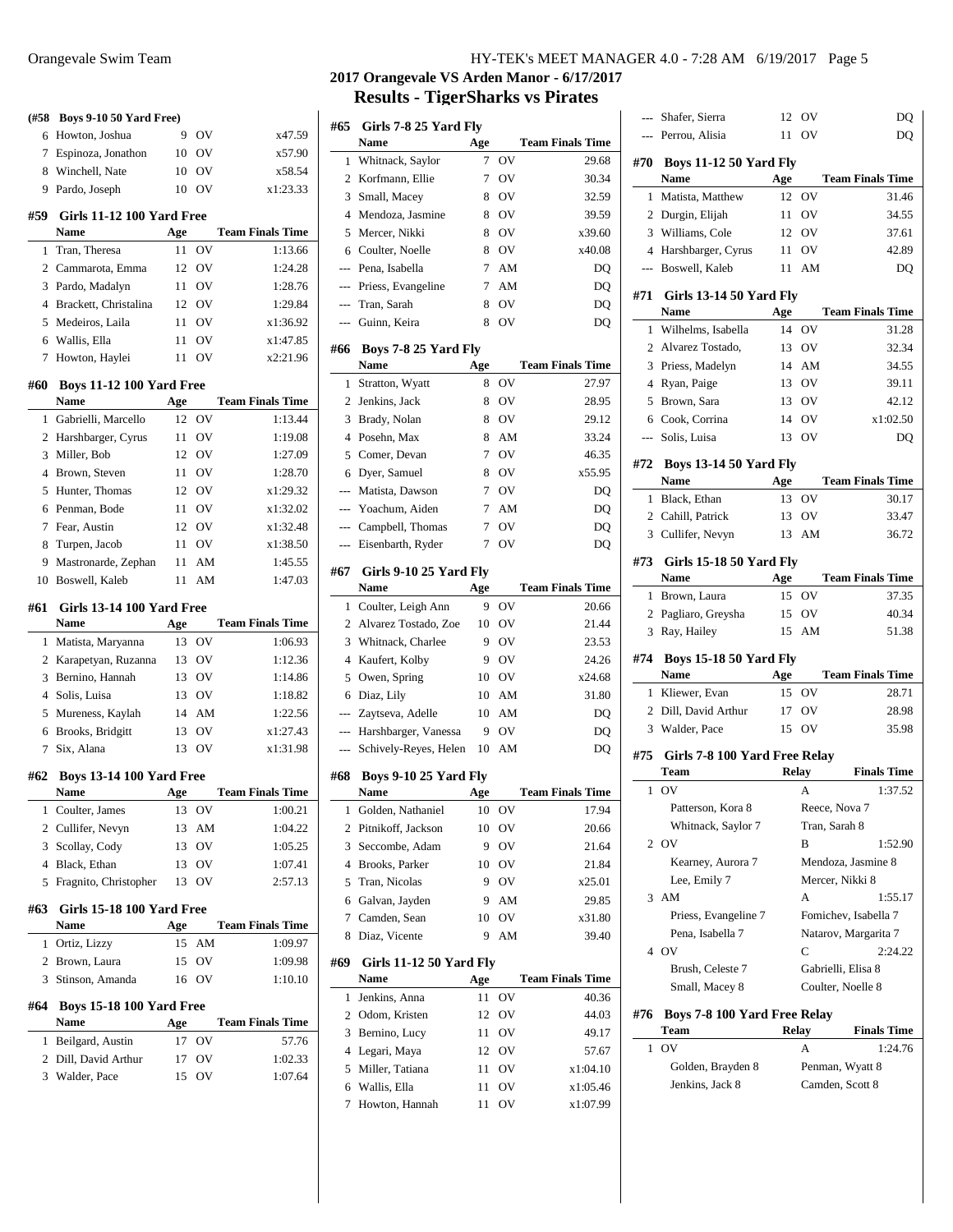## 2017 Orangevale VS Arden Manor - 6/17/2017

## Results - TigerSharks vs Pirates

### (#58 Boys 9-10 50 Yard Free)

| | Name | Age | Team | Finals Time |
|---|---|---|---|---|
| 6 | Howton, Joshua | 9 | OV | x47.59 |
| 7 | Espinoza, Jonathon | 10 | OV | x57.90 |
| 8 | Winchell, Nate | 10 | OV | x58.54 |
| 9 | Pardo, Joseph | 10 | OV | x1:23.33 |

### #59 Girls 11-12 100 Yard Free

| | Name | Age | Team | Finals Time |
|---|---|---|---|---|
| 1 | Tran, Theresa | 11 | OV | 1:13.66 |
| 2 | Cammarota, Emma | 12 | OV | 1:24.28 |
| 3 | Pardo, Madalyn | 11 | OV | 1:28.76 |
| 4 | Brackett, Christalina | 12 | OV | 1:29.84 |
| 5 | Medeiros, Laila | 11 | OV | x1:36.92 |
| 6 | Wallis, Ella | 11 | OV | x1:47.85 |
| 7 | Howton, Haylei | 11 | OV | x2:21.96 |

### #60 Boys 11-12 100 Yard Free

| | Name | Age | Team | Finals Time |
|---|---|---|---|---|
| 1 | Gabrielli, Marcello | 12 | OV | 1:13.44 |
| 2 | Harshbarger, Cyrus | 11 | OV | 1:19.08 |
| 3 | Miller, Bob | 12 | OV | 1:27.09 |
| 4 | Brown, Steven | 11 | OV | 1:28.70 |
| 5 | Hunter, Thomas | 12 | OV | x1:29.32 |
| 6 | Penman, Bode | 11 | OV | x1:32.02 |
| 7 | Fear, Austin | 12 | OV | x1:32.48 |
| 8 | Turpen, Jacob | 11 | OV | x1:38.50 |
| 9 | Mastronarde, Zephan | 11 | AM | 1:45.55 |
| 10 | Boswell, Kaleb | 11 | AM | 1:47.03 |

### #61 Girls 13-14 100 Yard Free

| | Name | Age | Team | Finals Time |
|---|---|---|---|---|
| 1 | Matista, Maryanna | 13 | OV | 1:06.93 |
| 2 | Karapetyan, Ruzanna | 13 | OV | 1:12.36 |
| 3 | Bernino, Hannah | 13 | OV | 1:14.86 |
| 4 | Solis, Luisa | 13 | OV | 1:18.82 |
| 5 | Mureness, Kaylah | 14 | AM | 1:22.56 |
| 6 | Brooks, Bridgitt | 13 | OV | x1:27.43 |
| 7 | Six, Alana | 13 | OV | x1:31.98 |

### #62 Boys 13-14 100 Yard Free

| | Name | Age | Team | Finals Time |
|---|---|---|---|---|
| 1 | Coulter, James | 13 | OV | 1:00.21 |
| 2 | Cullifer, Nevyn | 13 | AM | 1:04.22 |
| 3 | Scollay, Cody | 13 | OV | 1:05.25 |
| 4 | Black, Ethan | 13 | OV | 1:07.41 |
| 5 | Fragnito, Christopher | 13 | OV | 2:57.13 |

### #63 Girls 15-18 100 Yard Free

| | Name | Age | Team | Finals Time |
|---|---|---|---|---|
| 1 | Ortiz, Lizzy | 15 | AM | 1:09.97 |
| 2 | Brown, Laura | 15 | OV | 1:09.98 |
| 3 | Stinson, Amanda | 16 | OV | 1:10.10 |

### #64 Boys 15-18 100 Yard Free

| | Name | Age | Team | Finals Time |
|---|---|---|---|---|
| 1 | Beilgard, Austin | 17 | OV | 57.76 |
| 2 | Dill, David Arthur | 17 | OV | 1:02.33 |
| 3 | Walder, Pace | 15 | OV | 1:07.64 |

### #65 Girls 7-8 25 Yard Fly

| | Name | Age | Team | Finals Time |
|---|---|---|---|---|
| 1 | Whitnack, Saylor | 7 | OV | 29.68 |
| 2 | Korfmann, Ellie | 7 | OV | 30.34 |
| 3 | Small, Macey | 8 | OV | 32.59 |
| 4 | Mendoza, Jasmine | 8 | OV | 39.59 |
| 5 | Mercer, Nikki | 8 | OV | x39.60 |
| 6 | Coulter, Noelle | 8 | OV | x40.08 |
| --- | Pena, Isabella | 7 | AM | DQ |
| --- | Priess, Evangeline | 7 | AM | DQ |
| --- | Tran, Sarah | 8 | OV | DQ |
| --- | Guinn, Keira | 8 | OV | DQ |

### #66 Boys 7-8 25 Yard Fly

| | Name | Age | Team | Finals Time |
|---|---|---|---|---|
| 1 | Stratton, Wyatt | 8 | OV | 27.97 |
| 2 | Jenkins, Jack | 8 | OV | 28.95 |
| 3 | Brady, Nolan | 8 | OV | 29.12 |
| 4 | Posehn, Max | 8 | AM | 33.24 |
| 5 | Comer, Devan | 7 | OV | 46.35 |
| 6 | Dyer, Samuel | 8 | OV | x55.95 |
| --- | Matista, Dawson | 7 | OV | DQ |
| --- | Yoachum, Aiden | 7 | AM | DQ |
| --- | Campbell, Thomas | 7 | OV | DQ |
| --- | Eisenbarth, Ryder | 7 | OV | DQ |

### #67 Girls 9-10 25 Yard Fly

| | Name | Age | Team | Finals Time |
|---|---|---|---|---|
| 1 | Coulter, Leigh Ann | 9 | OV | 20.66 |
| 2 | Alvarez Tostado, Zoe | 10 | OV | 21.44 |
| 3 | Whitnack, Charlee | 9 | OV | 23.53 |
| 4 | Kaufert, Kolby | 9 | OV | 24.26 |
| 5 | Owen, Spring | 10 | OV | x24.68 |
| 6 | Diaz, Lily | 10 | AM | 31.80 |
| --- | Zaytseva, Adelle | 10 | AM | DQ |
| --- | Harshbarger, Vanessa | 9 | OV | DQ |
| --- | Schively-Reyes, Helen | 10 | AM | DQ |

### #68 Boys 9-10 25 Yard Fly

| | Name | Age | Team | Finals Time |
|---|---|---|---|---|
| 1 | Golden, Nathaniel | 10 | OV | 17.94 |
| 2 | Pitnikoff, Jackson | 10 | OV | 20.66 |
| 3 | Seccombe, Adam | 9 | OV | 21.64 |
| 4 | Brooks, Parker | 10 | OV | 21.84 |
| 5 | Tran, Nicolas | 9 | OV | x25.01 |
| 6 | Galvan, Jayden | 9 | AM | 29.85 |
| 7 | Camden, Sean | 10 | OV | x31.80 |
| 8 | Diaz, Vicente | 9 | AM | 39.40 |

### #69 Girls 11-12 50 Yard Fly

| | Name | Age | Team | Finals Time |
|---|---|---|---|---|
| 1 | Jenkins, Anna | 11 | OV | 40.36 |
| 2 | Odom, Kristen | 12 | OV | 44.03 |
| 3 | Bernino, Lucy | 11 | OV | 49.17 |
| 4 | Legari, Maya | 12 | OV | 57.67 |
| 5 | Miller, Tatiana | 11 | OV | x1:04.10 |
| 6 | Wallis, Ella | 11 | OV | x1:05.46 |
| 7 | Howton, Hannah | 11 | OV | x1:07.99 |
| --- | Shafer, Sierra | 12 | OV | DQ |
| --- | Perrou, Alisia | 11 | OV | DQ |

### #70 Boys 11-12 50 Yard Fly

| | Name | Age | Team | Finals Time |
|---|---|---|---|---|
| 1 | Matista, Matthew | 12 | OV | 31.46 |
| 2 | Durgin, Elijah | 11 | OV | 34.55 |
| 3 | Williams, Cole | 12 | OV | 37.61 |
| 4 | Harshbarger, Cyrus | 11 | OV | 42.89 |
| --- | Boswell, Kaleb | 11 | AM | DQ |

### #71 Girls 13-14 50 Yard Fly

| | Name | Age | Team | Finals Time |
|---|---|---|---|---|
| 1 | Wilhelms, Isabella | 14 | OV | 31.28 |
| 2 | Alvarez Tostado, | 13 | OV | 32.34 |
| 3 | Priess, Madelyn | 14 | AM | 34.55 |
| 4 | Ryan, Paige | 13 | OV | 39.11 |
| 5 | Brown, Sara | 13 | OV | 42.12 |
| 6 | Cook, Corrina | 14 | OV | x1:02.50 |
| --- | Solis, Luisa | 13 | OV | DQ |

### #72 Boys 13-14 50 Yard Fly

| | Name | Age | Team | Finals Time |
|---|---|---|---|---|
| 1 | Black, Ethan | 13 | OV | 30.17 |
| 2 | Cahill, Patrick | 13 | OV | 33.47 |
| 3 | Cullifer, Nevyn | 13 | AM | 36.72 |

### #73 Girls 15-18 50 Yard Fly

| | Name | Age | Team | Finals Time |
|---|---|---|---|---|
| 1 | Brown, Laura | 15 | OV | 37.35 |
| 2 | Pagliaro, Greysha | 15 | OV | 40.34 |
| 3 | Ray, Hailey | 15 | AM | 51.38 |

### #74 Boys 15-18 50 Yard Fly

| | Name | Age | Team | Finals Time |
|---|---|---|---|---|
| 1 | Kliewer, Evan | 15 | OV | 28.71 |
| 2 | Dill, David Arthur | 17 | OV | 28.98 |
| 3 | Walder, Pace | 15 | OV | 35.98 |

### #75 Girls 7-8 100 Yard Free Relay

| | Team | Relay | Finals Time |
|---|---|---|---|
| 1 | OV | A | 1:37.52 |
| | Patterson, Kora 8; Whitnack, Saylor 7 | Reece, Nova 7; Tran, Sarah 8 | |
| 2 | OV | B | 1:52.90 |
| | Kearney, Aurora 7; Lee, Emily 7 | Mendoza, Jasmine 8; Mercer, Nikki 8 | |
| 3 | AM | A | 1:55.17 |
| | Priess, Evangeline 7; Pena, Isabella 7 | Fomichev, Isabella 7; Natarov, Margarita 7 | |
| 4 | OV | C | 2:24.22 |
| | Brush, Celeste 7; Small, Macey 8 | Gabrielli, Elisa 8; Coulter, Noelle 8 | |

### #76 Boys 7-8 100 Yard Free Relay

| | Team | Relay | Finals Time |
|---|---|---|---|
| 1 | OV | A | 1:24.76 |
| | Golden, Brayden 8; Jenkins, Jack 8 | Penman, Wyatt 8; Camden, Scott 8 | |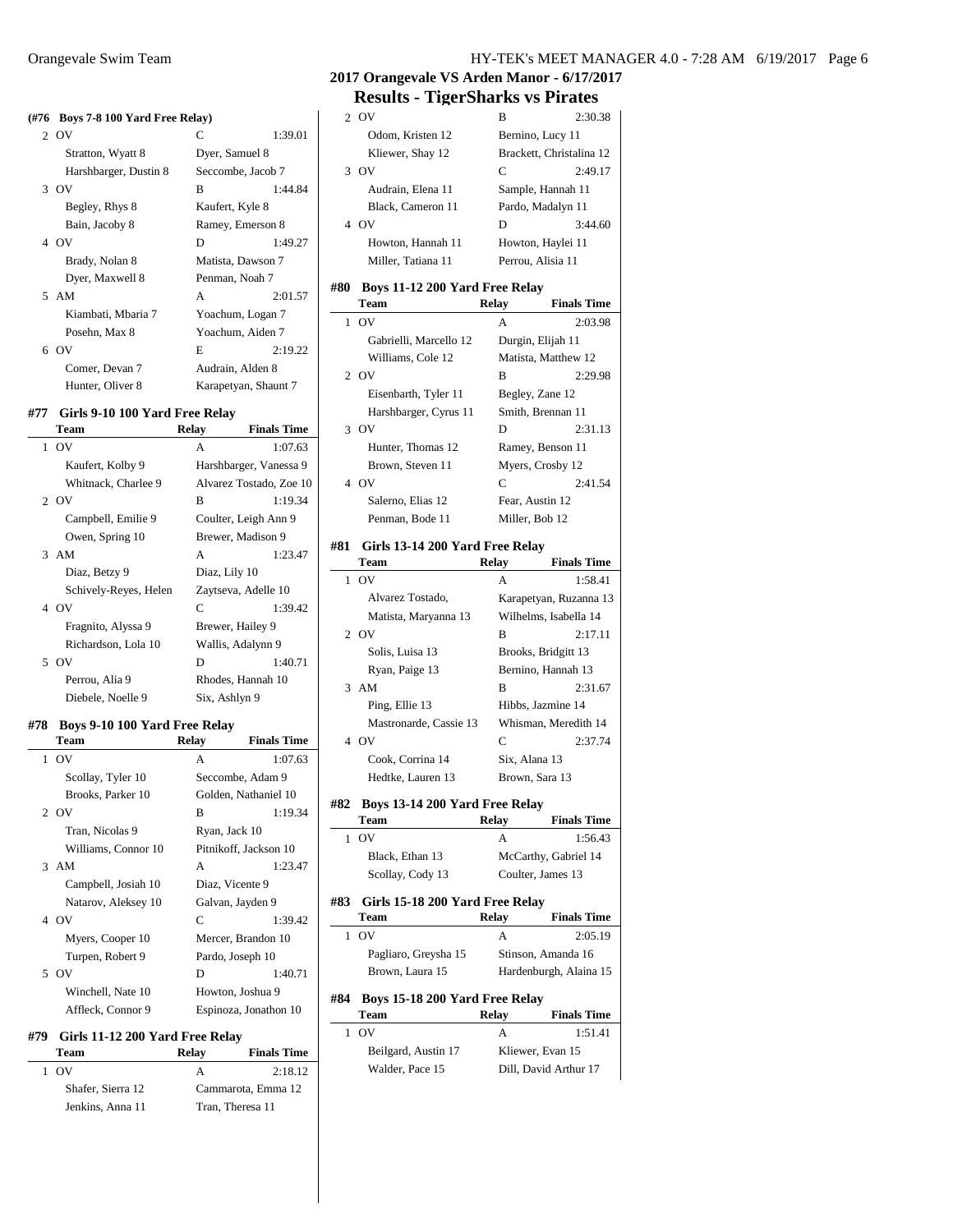## 2017 Orangevale VS Arden Manor - 6/17/2017

## Results - TigerSharks vs Pirates

### (#76 Boys 7-8 100 Yard Free Relay)

| | Team | Relay | Finals Time |
|---|---|---|---|
| 2 | OV | C | 1:39.01 |
| | Stratton, Wyatt 8 | Dyer, Samuel 8 | |
| | Harshbarger, Dustin 8 | Seccombe, Jacob 7 | |
| 3 | OV | B | 1:44.84 |
| | Begley, Rhys 8 | Kaufert, Kyle 8 | |
| | Bain, Jacoby 8 | Ramey, Emerson 8 | |
| 4 | OV | D | 1:49.27 |
| | Brady, Nolan 8 | Matista, Dawson 7 | |
| | Dyer, Maxwell 8 | Penman, Noah 7 | |
| 5 | AM | A | 2:01.57 |
| | Kiambati, Mbaria 7 | Yoachum, Logan 7 | |
| | Posehn, Max 8 | Yoachum, Aiden 7 | |
| 6 | OV | E | 2:19.22 |
| | Comer, Devan 7 | Audrain, Alden 8 | |
| | Hunter, Oliver 8 | Karapetyan, Shaunt 7 | |

### #77 Girls 9-10 100 Yard Free Relay

| | Team | Relay | Finals Time |
|---|---|---|---|
| 1 | OV | A | 1:07.63 |
| | Kaufert, Kolby 9 | Harshbarger, Vanessa 9 | |
| | Whitnack, Charlee 9 | Alvarez Tostado, Zoe 10 | |
| 2 | OV | B | 1:19.34 |
| | Campbell, Emilie 9 | Coulter, Leigh Ann 9 | |
| | Owen, Spring 10 | Brewer, Madison 9 | |
| 3 | AM | A | 1:23.47 |
| | Diaz, Betzy 9 | Diaz, Lily 10 | |
| | Schively-Reyes, Helen | Zaytseva, Adelle 10 | |
| 4 | OV | C | 1:39.42 |
| | Fragnito, Alyssa 9 | Brewer, Hailey 9 | |
| | Richardson, Lola 10 | Wallis, Adalynn 9 | |
| 5 | OV | D | 1:40.71 |
| | Perrou, Alia 9 | Rhodes, Hannah 10 | |
| | Diebele, Noelle 9 | Six, Ashlyn 9 | |

### #78 Boys 9-10 100 Yard Free Relay

| | Team | Relay | Finals Time |
|---|---|---|---|
| 1 | OV | A | 1:07.63 |
| | Scollay, Tyler 10 | Seccombe, Adam 9 | |
| | Brooks, Parker 10 | Golden, Nathaniel 10 | |
| 2 | OV | B | 1:19.34 |
| | Tran, Nicolas 9 | Ryan, Jack 10 | |
| | Williams, Connor 10 | Pitnikoff, Jackson 10 | |
| 3 | AM | A | 1:23.47 |
| | Campbell, Josiah 10 | Diaz, Vicente 9 | |
| | Natarov, Aleksey 10 | Galvan, Jayden 9 | |
| 4 | OV | C | 1:39.42 |
| | Myers, Cooper 10 | Mercer, Brandon 10 | |
| | Turpen, Robert 9 | Pardo, Joseph 10 | |
| 5 | OV | D | 1:40.71 |
| | Winchell, Nate 10 | Howton, Joshua 9 | |
| | Affleck, Connor 9 | Espinoza, Jonathon 10 | |

### #79 Girls 11-12 200 Yard Free Relay

| | Team | Relay | Finals Time |
|---|---|---|---|
| 1 | OV | A | 2:18.12 |
| | Shafer, Sierra 12 | Cammarota, Emma 12 | |
| | Jenkins, Anna 11 | Tran, Theresa 11 | |
| 2 | OV | B | 2:30.38 |
| | Odom, Kristen 12 | Bernino, Lucy 11 | |
| | Kliewer, Shay 12 | Brackett, Christalina 12 | |
| 3 | OV | C | 2:49.17 |
| | Audrain, Elena 11 | Sample, Hannah 11 | |
| | Black, Cameron 11 | Pardo, Madalyn 11 | |
| 4 | OV | D | 3:44.60 |
| | Howton, Hannah 11 | Howton, Haylei 11 | |
| | Miller, Tatiana 11 | Perrou, Alisia 11 | |

### #80 Boys 11-12 200 Yard Free Relay

| | Team | Relay | Finals Time |
|---|---|---|---|
| 1 | OV | A | 2:03.98 |
| | Gabrielli, Marcello 12 | Durgin, Elijah 11 | |
| | Williams, Cole 12 | Matista, Matthew 12 | |
| 2 | OV | B | 2:29.98 |
| | Eisenbarth, Tyler 11 | Begley, Zane 12 | |
| | Harshbarger, Cyrus 11 | Smith, Brennan 11 | |
| 3 | OV | D | 2:31.13 |
| | Hunter, Thomas 12 | Ramey, Benson 11 | |
| | Brown, Steven 11 | Myers, Crosby 12 | |
| 4 | OV | C | 2:41.54 |
| | Salerno, Elias 12 | Fear, Austin 12 | |
| | Penman, Bode 11 | Miller, Bob 12 | |

### #81 Girls 13-14 200 Yard Free Relay

| | Team | Relay | Finals Time |
|---|---|---|---|
| 1 | OV | A | 1:58.41 |
| | Alvarez Tostado, | Karapetyan, Ruzanna 13 | |
| | Matista, Maryanna 13 | Wilhelms, Isabella 14 | |
| 2 | OV | B | 2:17.11 |
| | Solis, Luisa 13 | Brooks, Bridgitt 13 | |
| | Ryan, Paige 13 | Bernino, Hannah 13 | |
| 3 | AM | B | 2:31.67 |
| | Ping, Ellie 13 | Hibbs, Jazmine 14 | |
| | Mastronarde, Cassie 13 | Whisman, Meredith 14 | |
| 4 | OV | C | 2:37.74 |
| | Cook, Corrina 14 | Six, Alana 13 | |
| | Hedtke, Lauren 13 | Brown, Sara 13 | |

### #82 Boys 13-14 200 Yard Free Relay

| | Team | Relay | Finals Time |
|---|---|---|---|
| 1 | OV | A | 1:56.43 |
| | Black, Ethan 13 | McCarthy, Gabriel 14 | |
| | Scollay, Cody 13 | Coulter, James 13 | |

### #83 Girls 15-18 200 Yard Free Relay

| | Team | Relay | Finals Time |
|---|---|---|---|
| 1 | OV | A | 2:05.19 |
| | Pagliaro, Greysha 15 | Stinson, Amanda 16 | |
| | Brown, Laura 15 | Hardenburgh, Alaina 15 | |

### #84 Boys 15-18 200 Yard Free Relay

| | Team | Relay | Finals Time |
|---|---|---|---|
| 1 | OV | A | 1:51.41 |
| | Beilgard, Austin 17 | Kliewer, Evan 15 | |
| | Walder, Pace 15 | Dill, David Arthur 17 | |